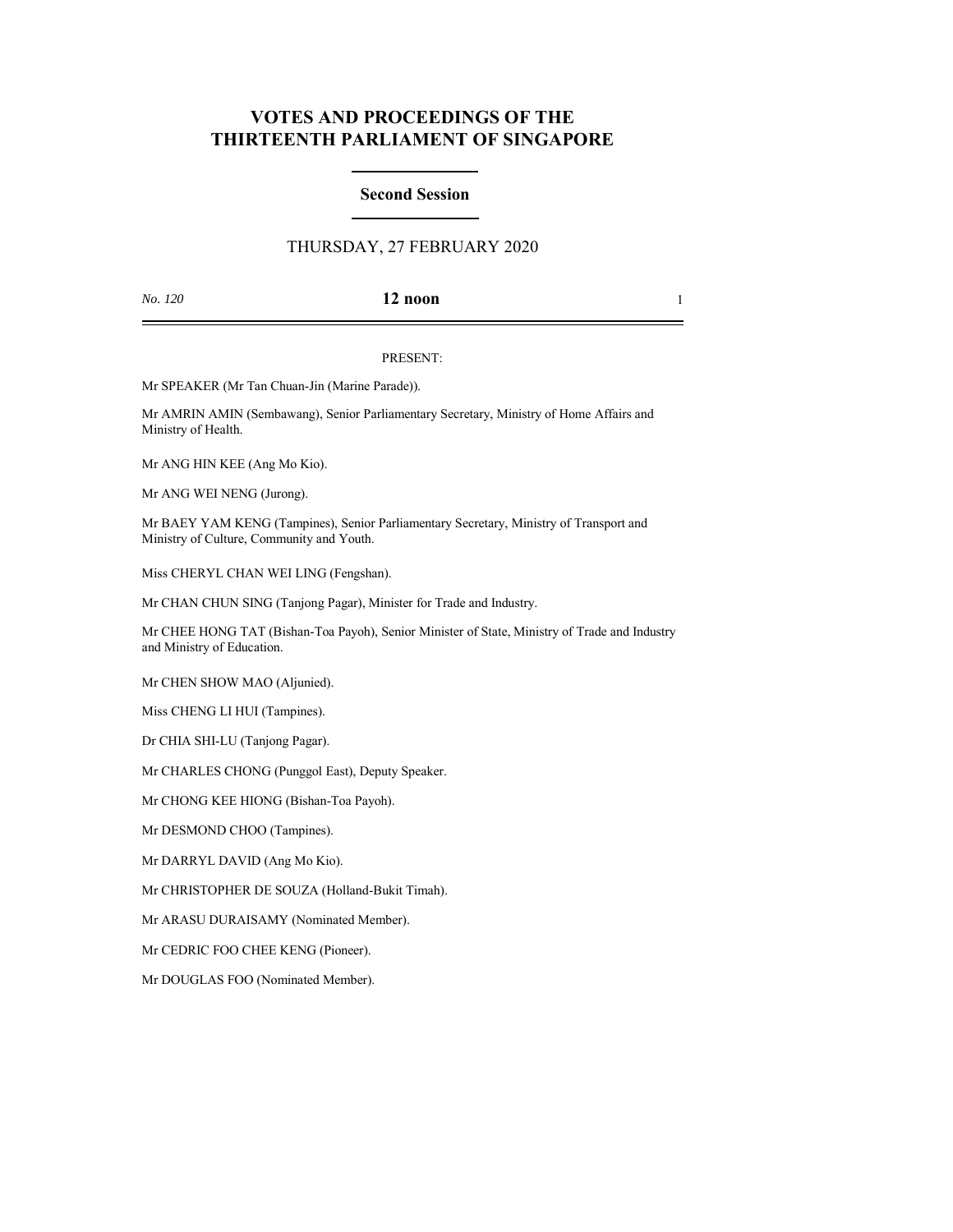# VOTES AND PROCEEDINGS OF THE THIRTEENTH PARLIAMENT OF SINGAPORE

## Second Session

THURSDAY, 27 FEBRUARY 2020

*No. 120* **12 noon**

PRESENT:

Mr SPEAKER (Mr Tan Chuan-Jin (Marine Parade)).

Mr AMRIN AMIN (Sembawang), Senior Parliamentary Secretary, Ministry of Home Affairs and Ministry of Health.

Mr ANG HIN KEE (Ang Mo Kio).

Mr ANG WEI NENG (Jurong).

Mr BAEY YAM KENG (Tampines), Senior Parliamentary Secretary, Ministry of Transport and Ministry of Culture, Community and Youth.

Miss CHERYL CHAN WEI LING (Fengshan).

Mr CHAN CHUN SING (Tanjong Pagar), Minister for Trade and Industry.

Mr CHEE HONG TAT (Bishan-Toa Payoh), Senior Minister of State, Ministry of Trade and Industry and Ministry of Education.

Mr CHEN SHOW MAO (Aljunied).

Miss CHENG LI HUI (Tampines).

Dr CHIA SHI-LU (Tanjong Pagar).

Mr CHARLES CHONG (Punggol East), Deputy Speaker.

Mr CHONG KEE HIONG (Bishan-Toa Payoh).

Mr DESMOND CHOO (Tampines).

Mr DARRYL DAVID (Ang Mo Kio).

Mr CHRISTOPHER DE SOUZA (Holland-Bukit Timah).

Mr ARASU DURAISAMY (Nominated Member).

Mr CEDRIC FOO CHEE KENG (Pioneer).

Mr DOUGLAS FOO (Nominated Member).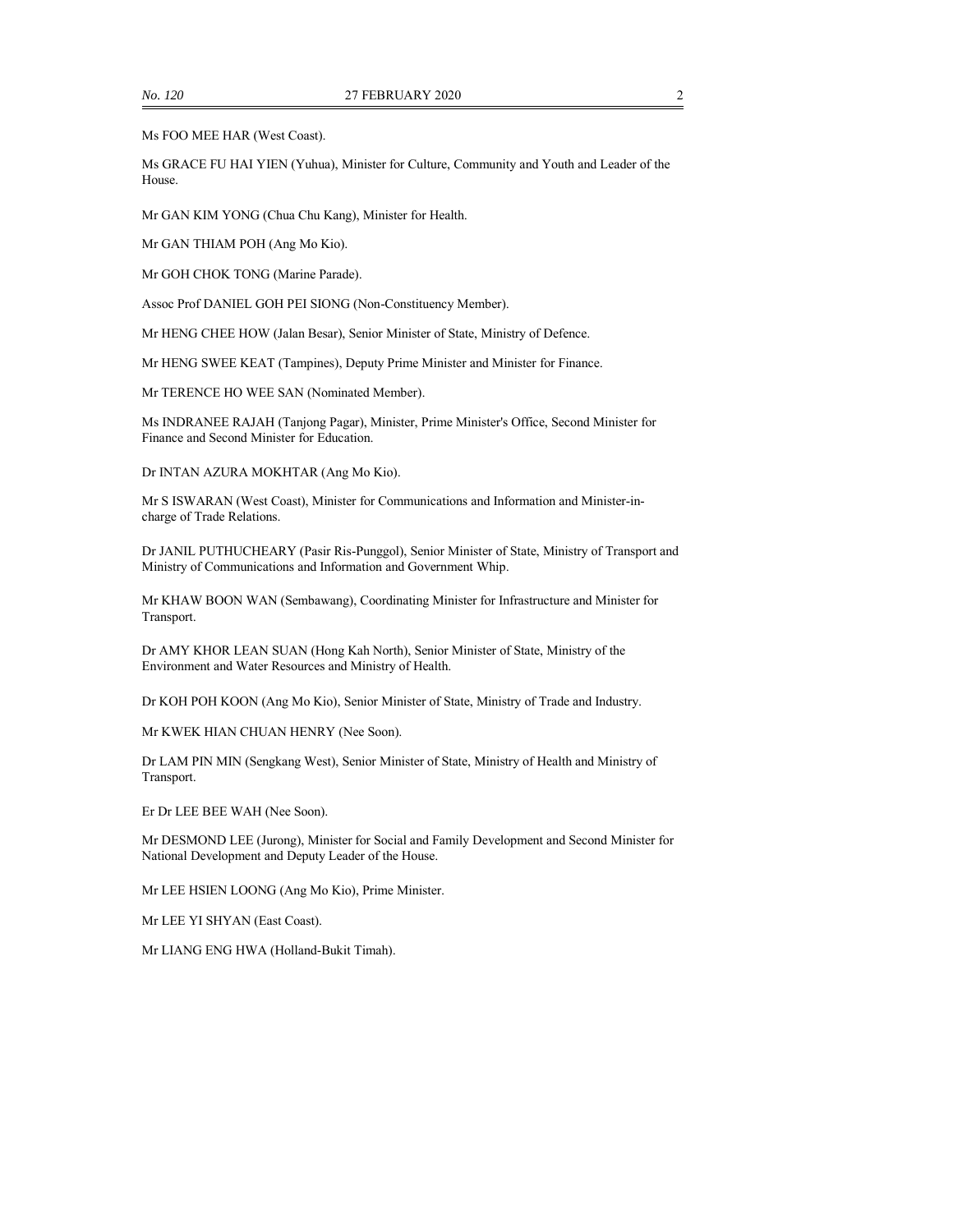Ms FOO MEE HAR (West Coast).

Ms GRACE FU HAI YIEN (Yuhua), Minister for Culture, Community and Youth and Leader of the House.

Mr GAN KIM YONG (Chua Chu Kang), Minister for Health.

Mr GAN THIAM POH (Ang Mo Kio).

Mr GOH CHOK TONG (Marine Parade).

Assoc Prof DANIEL GOH PEI SIONG (Non-Constituency Member).

Mr HENG CHEE HOW (Jalan Besar), Senior Minister of State, Ministry of Defence.

Mr HENG SWEE KEAT (Tampines), Deputy Prime Minister and Minister for Finance.

Mr TERENCE HO WEE SAN (Nominated Member).

Ms INDRANEE RAJAH (Tanjong Pagar), Minister, Prime Minister's Office, Second Minister for Finance and Second Minister for Education.

Dr INTAN AZURA MOKHTAR (Ang Mo Kio).

Mr S ISWARAN (West Coast), Minister for Communications and Information and Minister-in-charge of Trade Relations.

Dr JANIL PUTHUCHEARY (Pasir Ris-Punggol), Senior Minister of State, Ministry of Transport and Ministry of Communications and Information and Government Whip.

Mr KHAW BOON WAN (Sembawang), Coordinating Minister for Infrastructure and Minister for Transport.

Dr AMY KHOR LEAN SUAN (Hong Kah North), Senior Minister of State, Ministry of the Environment and Water Resources and Ministry of Health.

Dr KOH POH KOON (Ang Mo Kio), Senior Minister of State, Ministry of Trade and Industry.

Mr KWEK HIAN CHUAN HENRY (Nee Soon).

Dr LAM PIN MIN (Sengkang West), Senior Minister of State, Ministry of Health and Ministry of Transport.

Er Dr LEE BEE WAH (Nee Soon).

Mr DESMOND LEE (Jurong), Minister for Social and Family Development and Second Minister for National Development and Deputy Leader of the House.

Mr LEE HSIEN LOONG (Ang Mo Kio), Prime Minister.

Mr LEE YI SHYAN (East Coast).

Mr LIANG ENG HWA (Holland-Bukit Timah).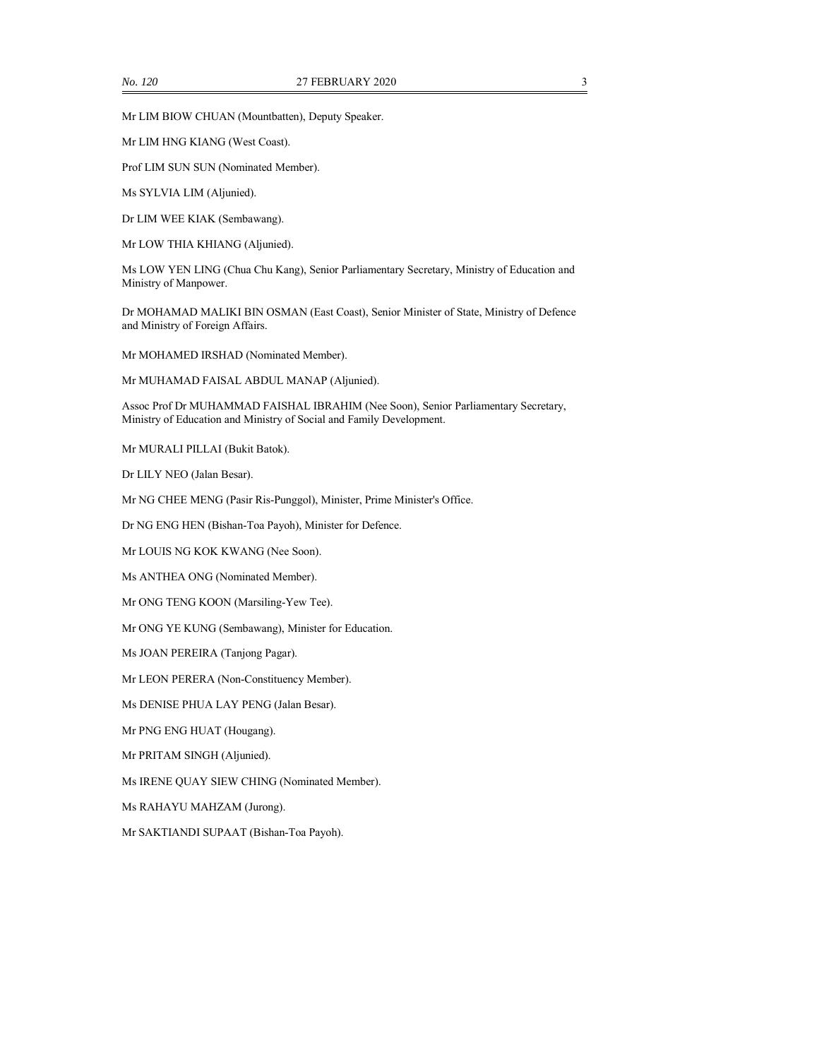Mr LIM BIOW CHUAN (Mountbatten), Deputy Speaker.

Mr LIM HNG KIANG (West Coast).

Prof LIM SUN SUN (Nominated Member).

Ms SYLVIA LIM (Aljunied).

Dr LIM WEE KIAK (Sembawang).

Mr LOW THIA KHIANG (Aljunied).

Ms LOW YEN LING (Chua Chu Kang), Senior Parliamentary Secretary, Ministry of Education and Ministry of Manpower.

Dr MOHAMAD MALIKI BIN OSMAN (East Coast), Senior Minister of State, Ministry of Defence and Ministry of Foreign Affairs.

Mr MOHAMED IRSHAD (Nominated Member).

Mr MUHAMAD FAISAL ABDUL MANAP (Aljunied).

Assoc Prof Dr MUHAMMAD FAISHAL IBRAHIM (Nee Soon), Senior Parliamentary Secretary, Ministry of Education and Ministry of Social and Family Development.

Mr MURALI PILLAI (Bukit Batok).

Dr LILY NEO (Jalan Besar).

Mr NG CHEE MENG (Pasir Ris-Punggol), Minister, Prime Minister's Office.

Dr NG ENG HEN (Bishan-Toa Payoh), Minister for Defence.

Mr LOUIS NG KOK KWANG (Nee Soon).

Ms ANTHEA ONG (Nominated Member).

Mr ONG TENG KOON (Marsiling-Yew Tee).

Mr ONG YE KUNG (Sembawang), Minister for Education.

Ms JOAN PEREIRA (Tanjong Pagar).

Mr LEON PERERA (Non-Constituency Member).

Ms DENISE PHUA LAY PENG (Jalan Besar).

Mr PNG ENG HUAT (Hougang).

Mr PRITAM SINGH (Aljunied).

Ms IRENE QUAY SIEW CHING (Nominated Member).

Ms RAHAYU MAHZAM (Jurong).

Mr SAKTIANDI SUPAAT (Bishan-Toa Payoh).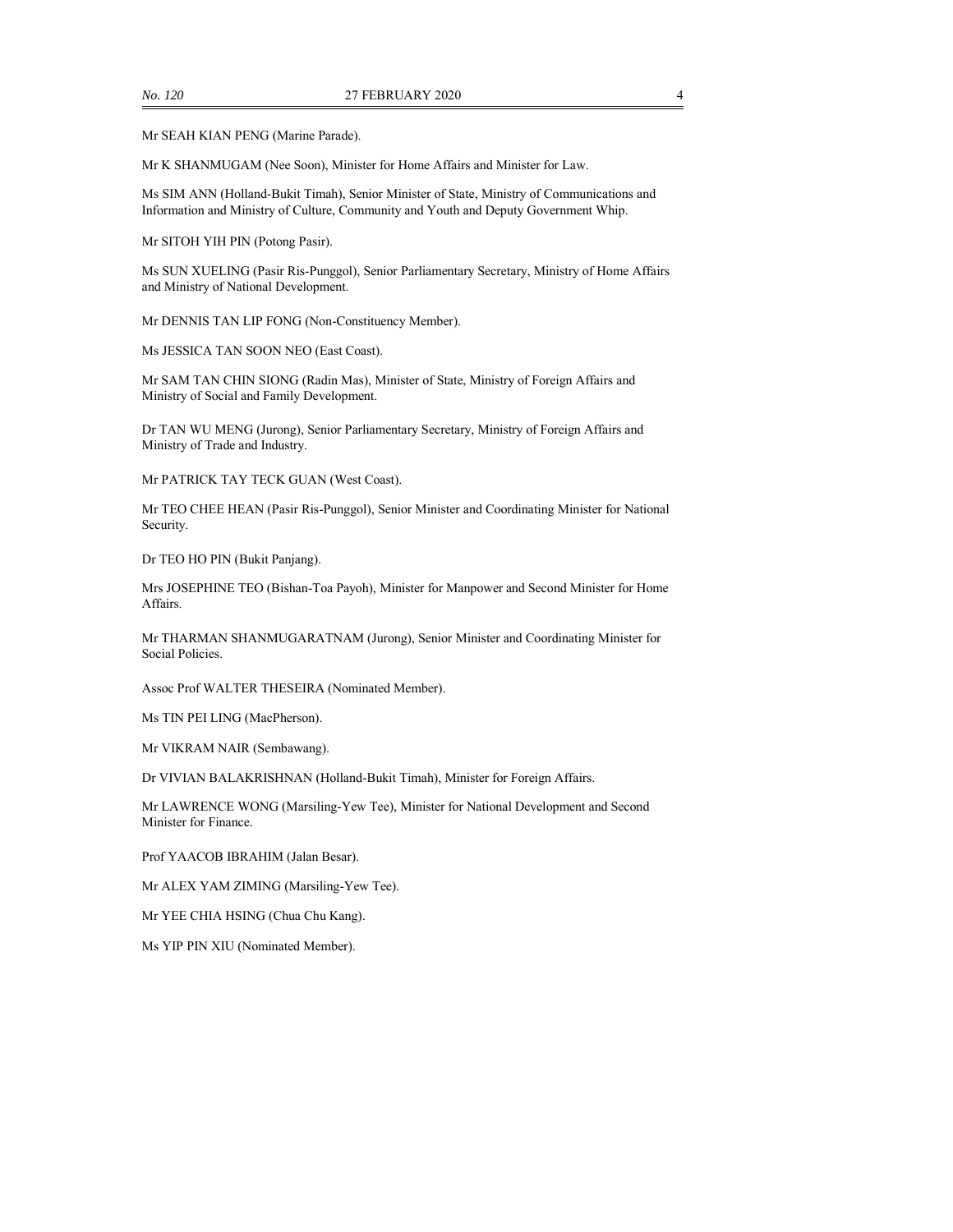Mr SEAH KIAN PENG (Marine Parade).

Mr K SHANMUGAM (Nee Soon), Minister for Home Affairs and Minister for Law.

Ms SIM ANN (Holland-Bukit Timah), Senior Minister of State, Ministry of Communications and Information and Ministry of Culture, Community and Youth and Deputy Government Whip.

Mr SITOH YIH PIN (Potong Pasir).

Ms SUN XUELING (Pasir Ris-Punggol), Senior Parliamentary Secretary, Ministry of Home Affairs and Ministry of National Development.

Mr DENNIS TAN LIP FONG (Non-Constituency Member).

Ms JESSICA TAN SOON NEO (East Coast).

Mr SAM TAN CHIN SIONG (Radin Mas), Minister of State, Ministry of Foreign Affairs and Ministry of Social and Family Development.

Dr TAN WU MENG (Jurong), Senior Parliamentary Secretary, Ministry of Foreign Affairs and Ministry of Trade and Industry.

Mr PATRICK TAY TECK GUAN (West Coast).

Mr TEO CHEE HEAN (Pasir Ris-Punggol), Senior Minister and Coordinating Minister for National Security.

Dr TEO HO PIN (Bukit Panjang).

Mrs JOSEPHINE TEO (Bishan-Toa Payoh), Minister for Manpower and Second Minister for Home Affairs.

Mr THARMAN SHANMUGARATNAM (Jurong), Senior Minister and Coordinating Minister for Social Policies.

Assoc Prof WALTER THESEIRA (Nominated Member).

Ms TIN PEI LING (MacPherson).

Mr VIKRAM NAIR (Sembawang).

Dr VIVIAN BALAKRISHNAN (Holland-Bukit Timah), Minister for Foreign Affairs.

Mr LAWRENCE WONG (Marsiling-Yew Tee), Minister for National Development and Second Minister for Finance.

Prof YAACOB IBRAHIM (Jalan Besar).

Mr ALEX YAM ZIMING (Marsiling-Yew Tee).

Mr YEE CHIA HSING (Chua Chu Kang).

Ms YIP PIN XIU (Nominated Member).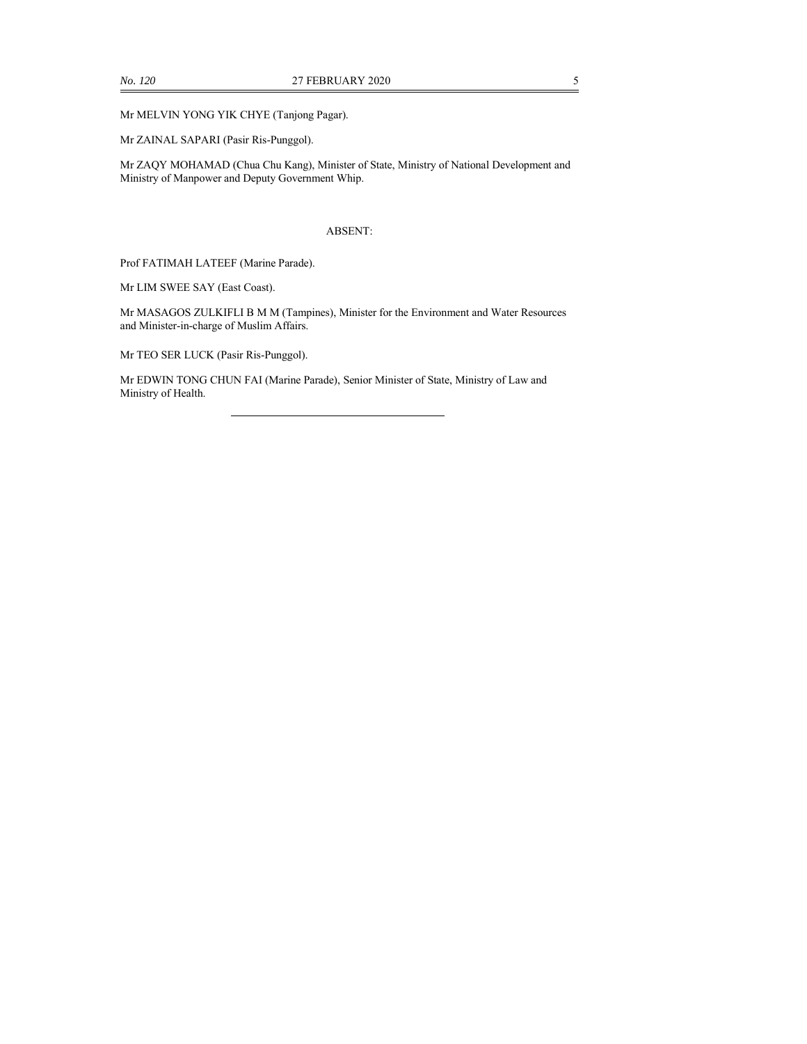Mr MELVIN YONG YIK CHYE (Tanjong Pagar).

Mr ZAINAL SAPARI (Pasir Ris-Punggol).

Mr ZAQY MOHAMAD (Chua Chu Kang), Minister of State, Ministry of National Development and Ministry of Manpower and Deputy Government Whip.

ABSENT:

Prof FATIMAH LATEEF (Marine Parade).

Mr LIM SWEE SAY (East Coast).

Mr MASAGOS ZULKIFLI B M M (Tampines), Minister for the Environment and Water Resources and Minister-in-charge of Muslim Affairs.

Mr TEO SER LUCK (Pasir Ris-Punggol).

Mr EDWIN TONG CHUN FAI (Marine Parade), Senior Minister of State, Ministry of Law and Ministry of Health.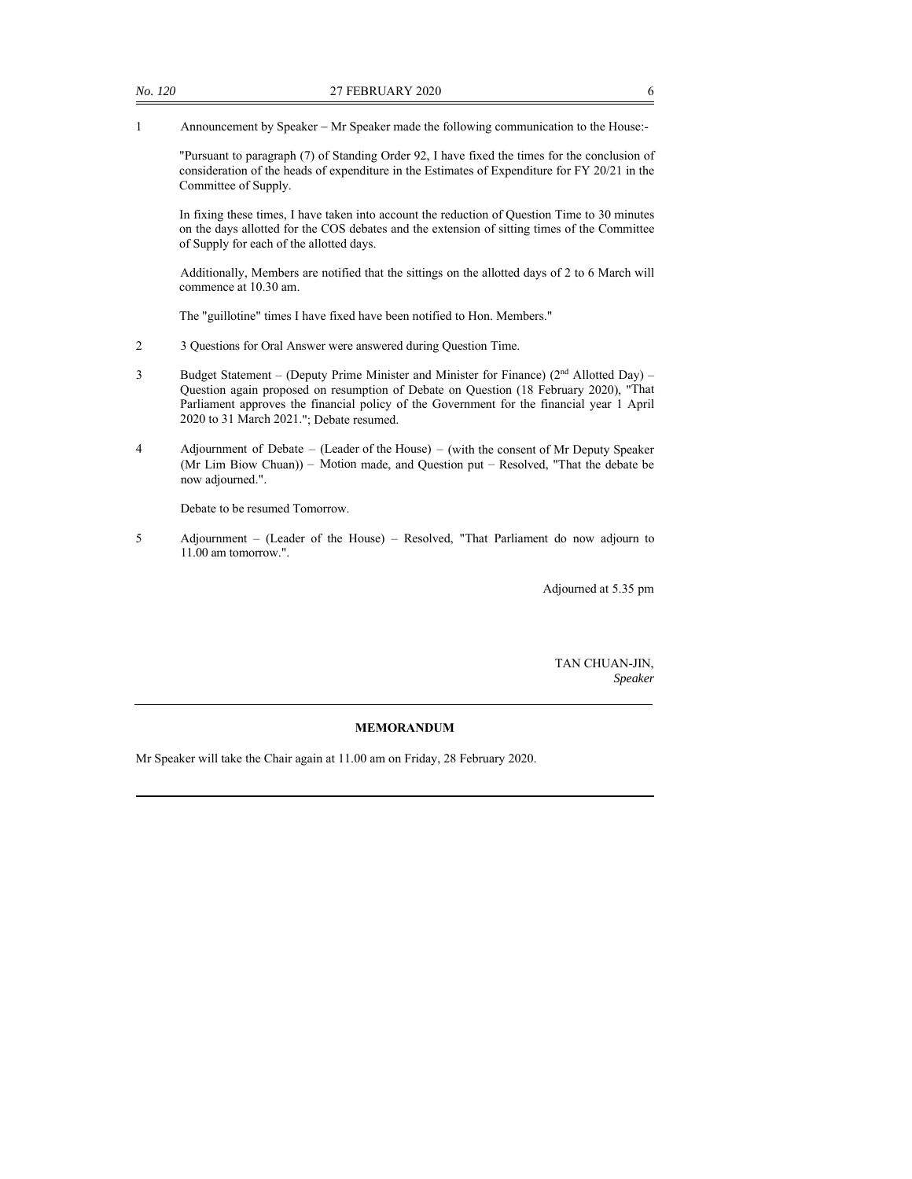1 Announcement by Speaker – Mr Speaker made the following communication to the House:-

"Pursuant to paragraph (7) of Standing Order 92, I have fixed the times for the conclusion of consideration of the heads of expenditure in the Estimates of Expenditure for FY 20/21 in the Committee of Supply.

In fixing these times, I have taken into account the reduction of Question Time to 30 minutes on the days allotted for the COS debates and the extension of sitting times of the Committee of Supply for each of the allotted days.

Additionally, Members are notified that the sittings on the allotted days of 2 to 6 March will commence at 10.30 am.

The "guillotine" times I have fixed have been notified to Hon. Members."

2 3 Questions for Oral Answer were answered during Question Time.

3 Budget Statement – (Deputy Prime Minister and Minister for Finance) (2nd Allotted Day) – Question again proposed on resumption of Debate on Question (18 February 2020), "That Parliament approves the financial policy of the Government for the financial year 1 April 2020 to 31 March 2021."; Debate resumed.

4 Adjournment of Debate – (Leader of the House) – (with the consent of Mr Deputy Speaker (Mr Lim Biow Chuan)) – Motion made, and Question put – Resolved, "That the debate be now adjourned.".

Debate to be resumed Tomorrow.

5 Adjournment – (Leader of the House) – Resolved, "That Parliament do now adjourn to 11.00 am tomorrow.".

Adjourned at 5.35 pm

TAN CHUAN-JIN,
*Speaker*

---

**MEMORANDUM**

Mr Speaker will take the Chair again at 11.00 am on Friday, 28 February 2020.